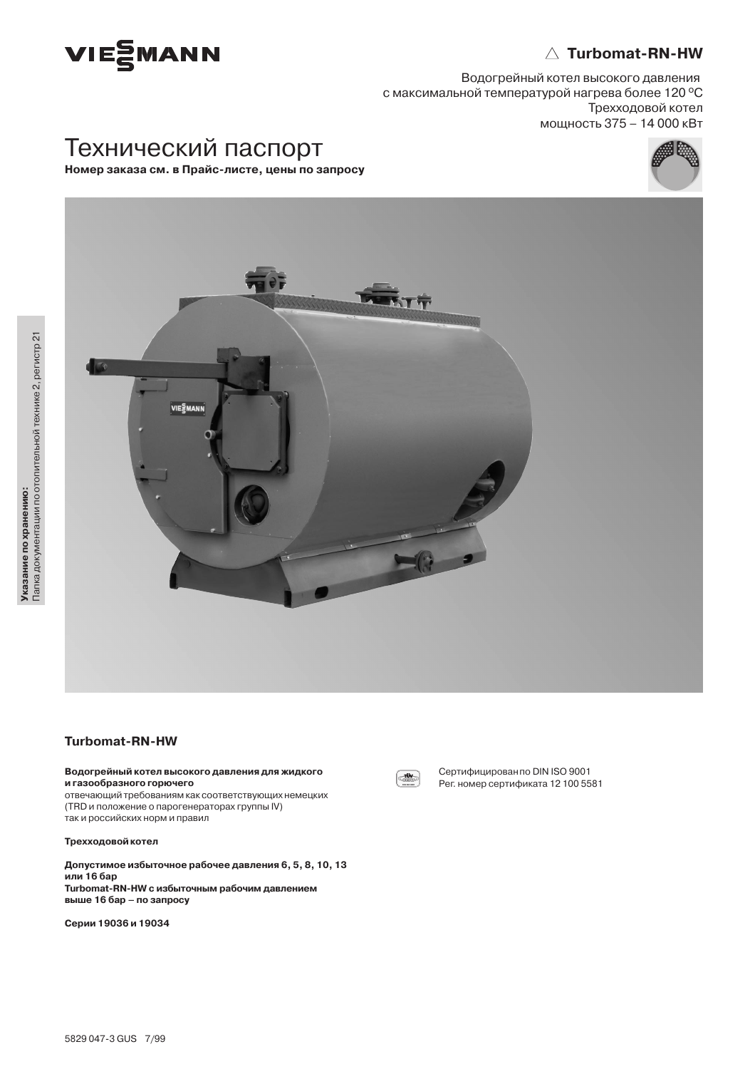# Turbomat-RN-HW

Водогрейный котел высокого давления
с максимальной температурой нагрева более 120 °C
Трехходовой котел
мощность 375 – 14 000 кВт

# Технический паспорт

**Номер заказа см. в Прайс-листе, цены по запросу**

**Указание по хранению:**
Папка документации по отопительной технике 2, регистр 21

## Turbomat-RN-HW

**Водогрейный котел высокого давления для жидкого и газообразного горючего**
отвечающий требованиям как соответствующих немецких (TRD и положение о парогенераторах группы IV) так и российских норм и правил

**Трехходовой котел**

**Допустимое избыточное рабочее давления 6, 5, 8, 10, 13 или 16 бар**
**Turbomat-RN-HW с избыточным рабочим давлением выше 16 бар – по запросу**

**Серии 19036 и 19034**

Сертифицирован по DIN ISO 9001
Рег. номер сертификата 12 100 5581

5829 047-3 GUS 7/99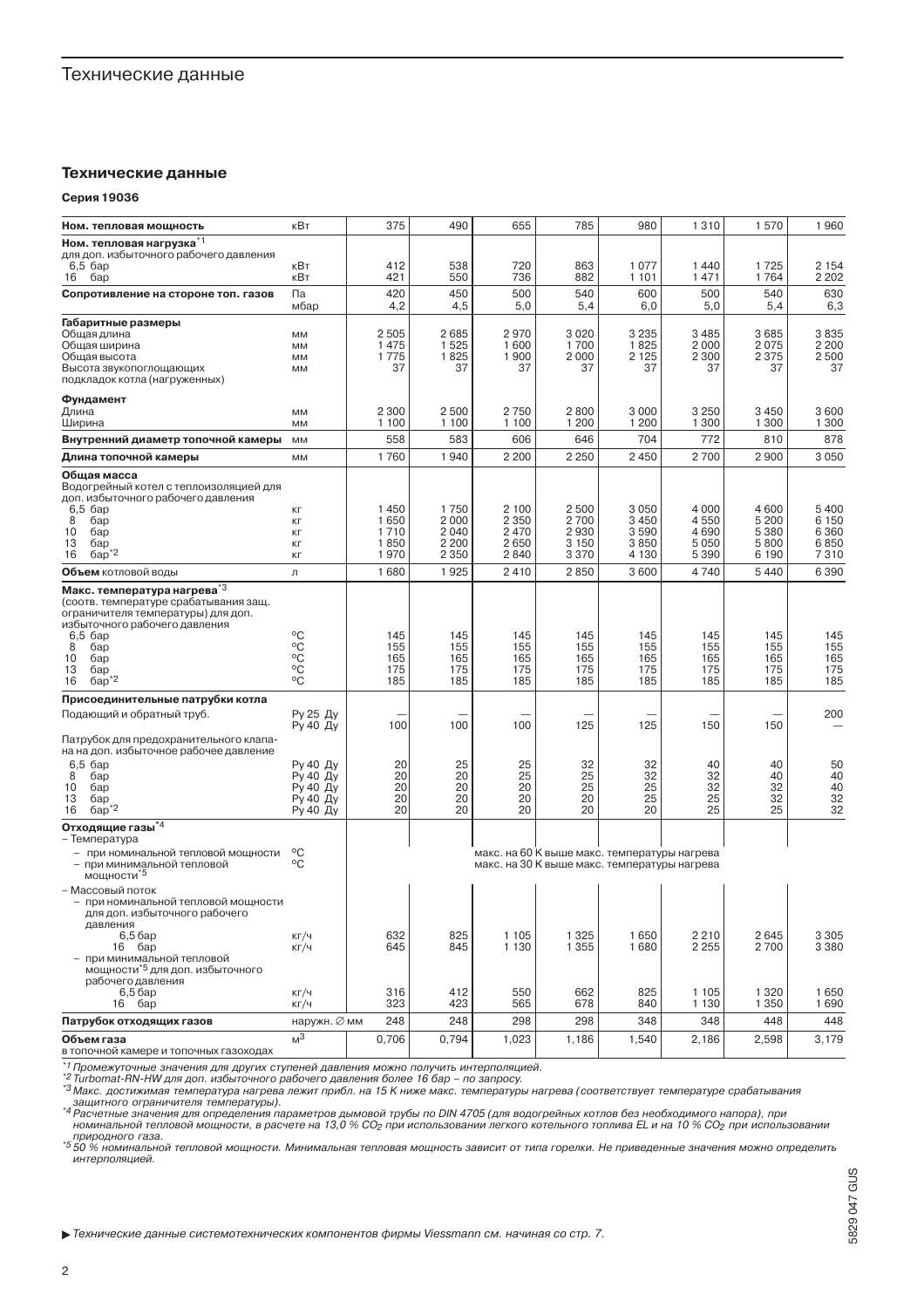## Технические данные

### Технические данные

**Серия 19036**

| Ном. тепловая мощность | кВт | 375 | 490 | 655 | 785 | 980 | 1 310 | 1 570 | 1 960 |
|---|---|---|---|---|---|---|---|---|---|
| **Ном. тепловая нагрузка**[*1] для доп. избыточного рабочего давления | | | | | | | | | |
| 6,5 бар | кВт | 412 | 538 | 720 | 863 | 1 077 | 1 440 | 1 725 | 2 154 |
| 16 бар | кВт | 421 | 550 | 736 | 882 | 1 101 | 1 471 | 1 764 | 2 202 |
| **Сопротивление на стороне топ. газов** | Па | 420 | 450 | 500 | 540 | 600 | 500 | 540 | 630 |
| | мбар | 4,2 | 4,5 | 5,0 | 5,4 | 6,0 | 5,0 | 5,4 | 6,3 |
| **Габаритные размеры** | | | | | | | | | |
| Общая длина | мм | 2 505 | 2 685 | 2 970 | 3 020 | 3 235 | 3 485 | 3 685 | 3 835 |
| Общая ширина | мм | 1 475 | 1 525 | 1 600 | 1 700 | 1 825 | 2 000 | 2 075 | 2 200 |
| Общая высота | мм | 1 775 | 1 825 | 1 900 | 2 000 | 2 125 | 2 300 | 2 375 | 2 500 |
| Высота звукопоглощающих подкладок котла (нагруженных) | мм | 37 | 37 | 37 | 37 | 37 | 37 | 37 | 37 |
| **Фундамент** | | | | | | | | | |
| Длина | мм | 2 300 | 2 500 | 2 750 | 2 800 | 3 000 | 3 250 | 3 450 | 3 600 |
| Ширина | мм | 1 100 | 1 100 | 1 100 | 1 200 | 1 200 | 1 300 | 1 300 | 1 300 |
| **Внутренний диаметр топочной камеры** | мм | 558 | 583 | 606 | 646 | 704 | 772 | 810 | 878 |
| **Длина топочной камеры** | мм | 1 760 | 1 940 | 2 200 | 2 250 | 2 450 | 2 700 | 2 900 | 3 050 |
| **Общая масса** Водогрейный котел с теплоизоляцией для доп. избыточного рабочего давления | | | | | | | | | |
| 6,5 бар | кг | 1 450 | 1 750 | 2 100 | 2 500 | 3 050 | 4 000 | 4 600 | 5 400 |
| 8 бар | кг | 1 650 | 2 000 | 2 350 | 2 700 | 3 450 | 4 550 | 5 200 | 6 150 |
| 10 бар | кг | 1 710 | 2 040 | 2 470 | 2 930 | 3 590 | 4 690 | 5 380 | 6 360 |
| 13 бар | кг | 1 850 | 2 200 | 2 650 | 3 150 | 3 850 | 5 050 | 5 800 | 6 850 |
| 16 бар[*2] | кг | 1 970 | 2 350 | 2 840 | 3 370 | 4 130 | 5 390 | 6 190 | 7 310 |
| **Объем** котловой воды | л | 1 680 | 1 925 | 2 410 | 2 850 | 3 600 | 4 740 | 5 440 | 6 390 |
| **Макс. температура нагрева**[*3] (соотв. температуре срабатывания защ. ограничителя температуры) для доп. избыточного рабочего давления | | | | | | | | | |
| 6,5 бар | °C | 145 | 145 | 145 | 145 | 145 | 145 | 145 | 145 |
| 8 бар | °C | 155 | 155 | 155 | 155 | 155 | 155 | 155 | 155 |
| 10 бар | °C | 165 | 165 | 165 | 165 | 165 | 165 | 165 | 165 |
| 13 бар | °C | 175 | 175 | 175 | 175 | 175 | 175 | 175 | 175 |
| 16 бар[*2] | °C | 185 | 185 | 185 | 185 | 185 | 185 | 185 | 185 |
| **Присоединительные патрубки котла** | | | | | | | | | |
| Подающий и обратный труб. | Ру 25 Ду | — | — | — | — | — | — | — | 200 |
| | Ру 40 Ду | 100 | 100 | 100 | 125 | 125 | 150 | 150 | — |
| Патрубок для предохранительного клапана на доп. избыточное рабочее давление | | | | | | | | | |
| 6,5 бар | Ру 40 Ду | 20 | 25 | 25 | 32 | 32 | 40 | 40 | 50 |
| 8 бар | Ру 40 Ду | 20 | 20 | 25 | 25 | 32 | 32 | 40 | 40 |
| 10 бар | Ру 40 Ду | 20 | 20 | 20 | 25 | 25 | 32 | 32 | 40 |
| 13 бар | Ру 40 Ду | 20 | 20 | 20 | 20 | 25 | 25 | 32 | 32 |
| 16 бар[*2] | Ру 40 Ду | 20 | 20 | 20 | 20 | 20 | 25 | 25 | 32 |
| **Отходящие газы**[*4] | | | | | | | | | |
| – Температура | | | | | | | | | |
| – при номинальной тепловой мощности | °C | макс. на 60 K выше макс. температуры нагрева | | | | | | | |
| – при минимальной тепловой мощности[*5] | °C | макс. на 30 K выше макс. температуры нагрева | | | | | | | |
| – Массовый поток | | | | | | | | | |
| – при номинальной тепловой мощности для доп. избыточного рабочего давления | | | | | | | | | |
| 6,5 бар | кг/ч | 632 | 825 | 1 105 | 1 325 | 1 650 | 2 210 | 2 645 | 3 305 |
| 16 бар | кг/ч | 645 | 845 | 1 130 | 1 355 | 1 680 | 2 255 | 2 700 | 3 380 |
| – при минимальной тепловой мощности[*5] для доп. избыточного рабочего давления | | | | | | | | | |
| 6,5 бар | кг/ч | 316 | 412 | 550 | 662 | 825 | 1 105 | 1 320 | 1 650 |
| 16 бар | кг/ч | 323 | 423 | 565 | 678 | 840 | 1 130 | 1 350 | 1 690 |
| **Патрубок отходящих газов** | наружн. ∅ мм | 248 | 248 | 298 | 298 | 348 | 348 | 448 | 448 |
| **Объем газа** в топочной камере и топочных газоходах | $м^3$ | 0,706 | 0,794 | 1,023 | 1,186 | 1,540 | 2,186 | 2,598 | 3,179 |

*[*1] Промежуточные значения для других ступеней давления можно получить интерполяцией.*
*[*2] Turbomat-RN-HW для доп. избыточного рабочего давления более 16 бар – по запросу.*
*[*3] Макс. достижимая температура нагрева лежит прибл. на 15 K ниже макс. температуры нагрева (соответствует температуре срабатывания защитного ограничителя температуры).*
*[*4] Расчетные значения для определения параметров дымовой трубы по DIN 4705 (для водогрейных котлов без необходимого напора), при номинальной тепловой мощности, в расчете на 13,0 % $CO_2$ при использовании легкого котельного топлива EL и на 10 % $CO_2$ при использовании природного газа.*
*[*5] 50 % номинальной тепловой мощности. Минимальная тепловая мощность зависит от типа горелки. Не приведенные значения можно определить интерполяцией.*

▶ *Технические данные системотехнических компонентов фирмы Viessmann см. начиная со стр. 7.*

5829 047 GUS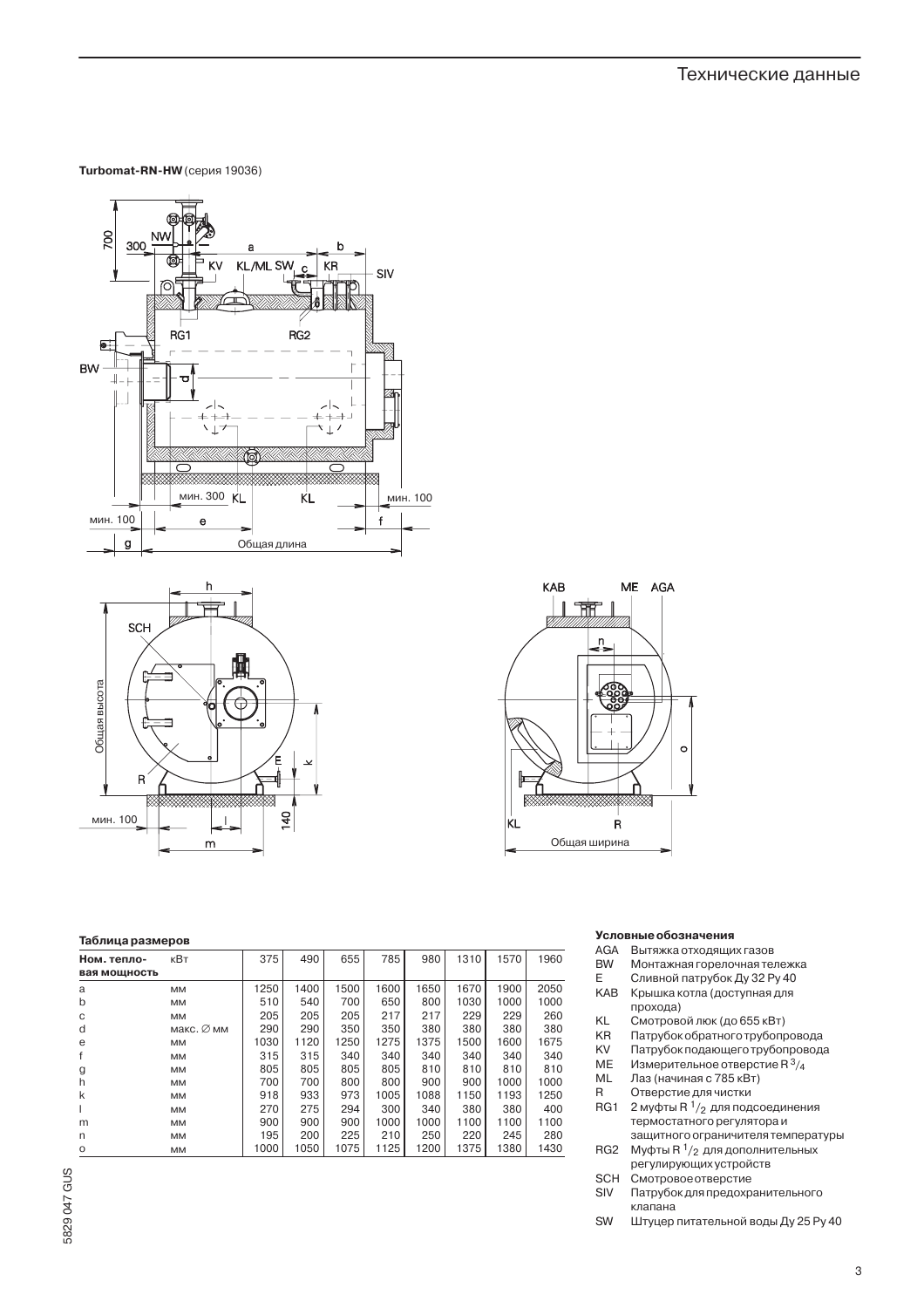**Turbomat-RN-HW** (серия 19036)

**Таблица размеров**

| Ном. тепло-вая мощность | кВт | 375 | 490 | 655 | 785 | 980 | 1310 | 1570 | 1960 |
|---|---|---|---|---|---|---|---|---|---|
| a | мм | 1250 | 1400 | 1500 | 1600 | 1650 | 1670 | 1900 | 2050 |
| b | мм | 510 | 540 | 700 | 650 | 800 | 1030 | 1000 | 1000 |
| c | мм | 205 | 205 | 205 | 217 | 217 | 229 | 229 | 260 |
| d | макс. ∅ мм | 290 | 290 | 350 | 350 | 380 | 380 | 380 | 380 |
| e | мм | 1030 | 1120 | 1250 | 1275 | 1375 | 1500 | 1600 | 1675 |
| f | мм | 315 | 315 | 340 | 340 | 340 | 340 | 340 | 340 |
| g | мм | 805 | 805 | 805 | 805 | 810 | 810 | 810 | 810 |
| h | мм | 700 | 700 | 800 | 800 | 900 | 900 | 1000 | 1000 |
| k | мм | 918 | 933 | 973 | 1005 | 1088 | 1150 | 1193 | 1250 |
| l | мм | 270 | 275 | 294 | 300 | 340 | 380 | 380 | 400 |
| m | мм | 900 | 900 | 900 | 1000 | 1000 | 1100 | 1100 | 1100 |
| n | мм | 195 | 200 | 225 | 210 | 250 | 220 | 245 | 280 |
| o | мм | 1000 | 1050 | 1075 | 1125 | 1200 | 1375 | 1380 | 1430 |

**Условные обозначения**

- AGA Вытяжка отходящих газов
- BW Монтажная горелочная тележка
- E Сливной патрубок Ду 32 Ру 40
- KAB Крышка котла (доступная для прохода)
- KL Смотровой люк (до 655 кВт)
- KR Патрубок обратного трубопровода
- KV Патрубок подающего трубопровода
- ME Измерительное отверстие R $^3/_4$
- ML Лаз (начиная с 785 кВт)
- R Отверстие для чистки
- RG1 2 муфты R $^1/_2$ для подсоединения термостатного регулятора и защитного ограничителя температуры
- RG2 Муфты R $^1/_2$ для дополнительных регулирующих устройств
- SCH Смотровое отверстие
- SIV Патрубок для предохранительного клапана
- SW Штуцер питательной воды Ду 25 Ру 40

5829 047 GUS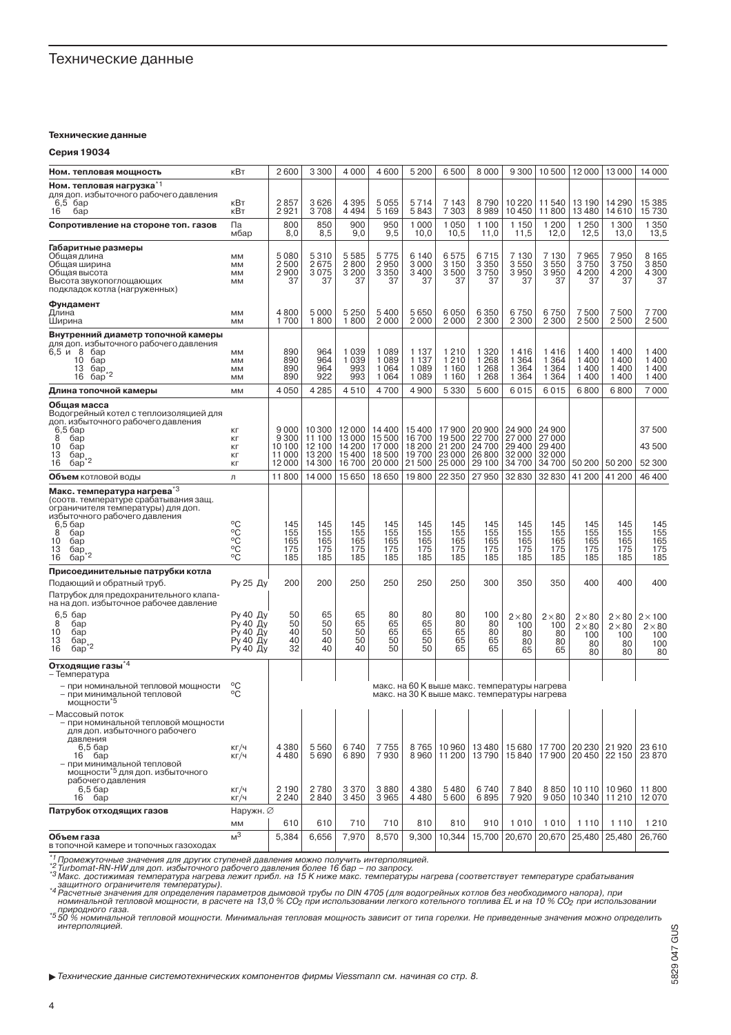**Технические данные**

**Серия 19034**

| Ном. тепловая мощность | кВт | 2 600 | 3 300 | 4 000 | 4 600 | 5 200 | 6 500 | 8 000 | 9 300 | 10 500 | 12 000 | 13 000 | 14 000 |
|---|---|---|---|---|---|---|---|---|---|---|---|---|---|
| **Ном. тепловая нагрузка**[*1] для доп. избыточного рабочего давления | | | | | | | | | | | | | |
| 6,5 бар | кВт | 2 857 | 3 626 | 4 395 | 5 055 | 5 714 | 7 143 | 8 790 | 10 220 | 11 540 | 13 190 | 14 290 | 15 385 |
| 16 бар | кВт | 2 921 | 3 708 | 4 494 | 5 169 | 5 843 | 7 303 | 8 989 | 10 450 | 11 800 | 13 480 | 14 610 | 15 730 |
| **Сопротивление на стороне топ. газов** | Па | 800 | 850 | 900 | 950 | 1 000 | 1 050 | 1 100 | 1 150 | 1 200 | 1 250 | 1 300 | 1 350 |
| | мбар | 8,0 | 8,5 | 9,0 | 9,5 | 10,0 | 10,5 | 11,0 | 11,5 | 12,0 | 12,5 | 13,0 | 13,5 |
| **Габаритные размеры** | | | | | | | | | | | | | |
| Общая длина | мм | 5 080 | 5 310 | 5 585 | 5 775 | 6 140 | 6 575 | 6 715 | 7 130 | 7 130 | 7 965 | 7 950 | 8 165 |
| Общая ширина | мм | 2 500 | 2 675 | 2 800 | 2 950 | 3 000 | 3 150 | 3 350 | 3 550 | 3 550 | 3 750 | 3 750 | 3 850 |
| Общая высота | мм | 2 900 | 3 075 | 3 200 | 3 350 | 3 400 | 3 500 | 3 750 | 3 950 | 3 950 | 4 200 | 4 200 | 4 300 |
| Высота звукопоглощающих подкладок котла (нагруженных) | мм | 37 | 37 | 37 | 37 | 37 | 37 | 37 | 37 | 37 | 37 | 37 | 37 |
| **Фундамент** | | | | | | | | | | | | | |
| Длина | мм | 4 800 | 5 000 | 5 250 | 5 400 | 5 650 | 6 050 | 6 350 | 6 750 | 6 750 | 7 500 | 7 500 | 7 700 |
| Ширина | мм | 1 700 | 1 800 | 1 800 | 2 000 | 2 000 | 2 000 | 2 300 | 2 300 | 2 300 | 2 500 | 2 500 | 2 500 |
| **Внутренний диаметр топочной камеры** для доп. избыточного рабочего давления | | | | | | | | | | | | | |
| 6,5 и 8 бар | мм | 890 | 964 | 1 039 | 1 089 | 1 137 | 1 210 | 1 320 | 1 416 | 1 416 | 1 400 | 1 400 | 1 400 |
| 10 бар | мм | 890 | 964 | 1 039 | 1 089 | 1 137 | 1 210 | 1 268 | 1 364 | 1 364 | 1 400 | 1 400 | 1 400 |
| 13 бар | мм | 890 | 964 | 993 | 1 064 | 1 089 | 1 160 | 1 268 | 1 364 | 1 364 | 1 400 | 1 400 | 1 400 |
| 16 бар[*2] | мм | 890 | 922 | 993 | 1 064 | 1 089 | 1 160 | 1 268 | 1 364 | 1 364 | 1 400 | 1 400 | 1 400 |
| **Длина топочной камеры** | мм | 4 050 | 4 285 | 4 510 | 4 700 | 4 900 | 5 330 | 5 600 | 6 015 | 6 015 | 6 800 | 6 800 | 7 000 |
| **Общая масса** Водогрейный котел с теплоизоляцией для доп. избыточного рабочего давления | | | | | | | | | | | | | |
| 6,5 бар | кг | 9 000 | 10 300 | 12 000 | 14 400 | 15 400 | 17 900 | 20 900 | 24 900 | 24 900 | | | 37 500 |
| 8 бар | кг | 9 300 | 11 100 | 13 000 | 15 500 | 16 700 | 19 500 | 22 700 | 27 000 | 27 000 | | | |
| 10 бар | кг | 10 100 | 12 100 | 14 200 | 17 000 | 18 200 | 21 200 | 24 700 | 29 400 | 29 400 | | | 43 500 |
| 13 бар | кг | 11 000 | 13 200 | 15 400 | 18 500 | 19 700 | 23 000 | 26 800 | 32 000 | 32 000 | | | |
| 16 бар[*2] | кг | 12 000 | 14 300 | 16 700 | 20 000 | 21 500 | 25 000 | 29 100 | 34 700 | 34 700 | 50 200 | 50 200 | 52 300 |
| **Объем** котловой воды | л | 11 800 | 14 000 | 15 650 | 18 650 | 19 800 | 22 350 | 27 950 | 32 830 | 32 830 | 41 200 | 41 200 | 46 400 |
| **Макс. температура нагрева**[*3] (соотв. температуре срабатывания защ. ограничителя температуры) для доп. избыточного рабочего давления | | | | | | | | | | | | | |
| 6,5 бар | °C | 145 | 145 | 145 | 145 | 145 | 145 | 145 | 145 | 145 | 145 | 145 | 145 |
| 8 бар | °C | 155 | 155 | 155 | 155 | 155 | 155 | 155 | 155 | 155 | 155 | 155 | 155 |
| 10 бар | °C | 165 | 165 | 165 | 165 | 165 | 165 | 165 | 165 | 165 | 165 | 165 | 165 |
| 13 бар | °C | 175 | 175 | 175 | 175 | 175 | 175 | 175 | 175 | 175 | 175 | 175 | 175 |
| 16 бар[*2] | °C | 185 | 185 | 185 | 185 | 185 | 185 | 185 | 185 | 185 | 185 | 185 | 185 |
| **Присоединительные патрубки котла** | | | | | | | | | | | | | |
| Подающий и обратный труб. | Ру 25 Ду | 200 | 200 | 250 | 250 | 250 | 250 | 300 | 350 | 350 | 400 | 400 | 400 |
| Патрубок для предохранительного клапана на доп. избыточное рабочее давление | | | | | | | | | | | | | |
| 6,5 бар | Ру 40 Ду | 50 | 65 | 65 | 80 | 80 | 80 | 100 | 2×80 | 2×80 | 2×80 | 2×80 | 2×100 |
| 8 бар | Ру 40 Ду | 50 | 50 | 65 | 65 | 65 | 80 | 80 | 100 | 100 | 2×80 | 2×80 | 2×80 |
| 10 бар | Ру 40 Ду | 40 | 50 | 50 | 65 | 65 | 65 | 80 | 80 | 80 | 100 | 100 | 100 |
| 13 бар | Ру 40 Ду | 40 | 40 | 50 | 50 | 65 | 65 | 65 | 80 | 80 | 80 | 80 | 100 |
| 16 бар[*2] | Ру 40 Ду | 32 | 40 | 40 | 50 | 50 | 65 | 65 | 65 | 65 | 80 | 80 | 80 |
| **Отходящие газы**[*4] – Температура | | | | | | | | | | | | | |
| – при номинальной тепловой мощности | °C | макс. на 60 K выше макс. температуры нагрева | | | | | | | | | | | |
| – при минимальной тепловой мощности[*5] | °C | макс. на 30 K выше макс. температуры нагрева | | | | | | | | | | | |
| – Массовый поток – при номинальной тепловой мощности для доп. избыточного рабочего давления | | | | | | | | | | | | | |
| 6,5 бар | кг/ч | 4 380 | 5 560 | 6 740 | 7 755 | 8 765 | 10 960 | 13 480 | 15 680 | 17 700 | 20 230 | 21 920 | 23 610 |
| 16 бар | кг/ч | 4 480 | 5 690 | 6 890 | 7 930 | 8 960 | 11 200 | 13 790 | 15 840 | 17 900 | 20 450 | 22 150 | 23 870 |
| – при минимальной тепловой мощности[*5] для доп. избыточного рабочего давления | | | | | | | | | | | | | |
| 6,5 бар | кг/ч | 2 190 | 2 780 | 3 370 | 3 880 | 4 380 | 5 480 | 6 740 | 7 840 | 8 850 | 10 110 | 10 960 | 11 800 |
| 16 бар | кг/ч | 2 240 | 2 840 | 3 450 | 3 965 | 4 480 | 5 600 | 6 895 | 7 920 | 9 050 | 10 340 | 11 210 | 12 070 |
| **Патрубок отходящих газов** | Наружн. ∅ мм | 610 | 610 | 710 | 710 | 810 | 810 | 910 | 1 010 | 1 010 | 1 110 | 1 110 | 1 210 |
| **Объем газа** в топочной камере и топочных газоходах | $м^3$ | 5,384 | 6,656 | 7,970 | 8,570 | 9,300 | 10,344 | 15,700 | 20,670 | 20,670 | 25,480 | 25,480 | 26,760 |

*[*1] Промежуточные значения для других ступеней давления можно получить интерполяцией.*
*[*2] Turbomat-RN-HW для доп. избыточного рабочего давления более 16 бар – по запросу.*
*[*3] Макс. достижимая температура нагрева лежит прибл. на 15 K ниже макс. температуры нагрева (соответствует температуре срабатывания защитного ограничителя температуры).*
*[*4] Расчетные значения для определения параметров дымовой трубы по DIN 4705 (для водогрейных котлов без необходимого напора), при номинальной тепловой мощности, в расчете на 13,0 % $CO_2$ при использовании легкого котельного топлива EL и на 10 % $CO_2$ при использовании природного газа.*
*[*5] 50 % номинальной тепловой мощности. Минимальная тепловая мощность зависит от типа горелки. Не приведенные значения можно определить интерполяцией.*

▶ *Технические данные системотехнических компонентов фирмы Viessmann см. начиная со стр. 8.*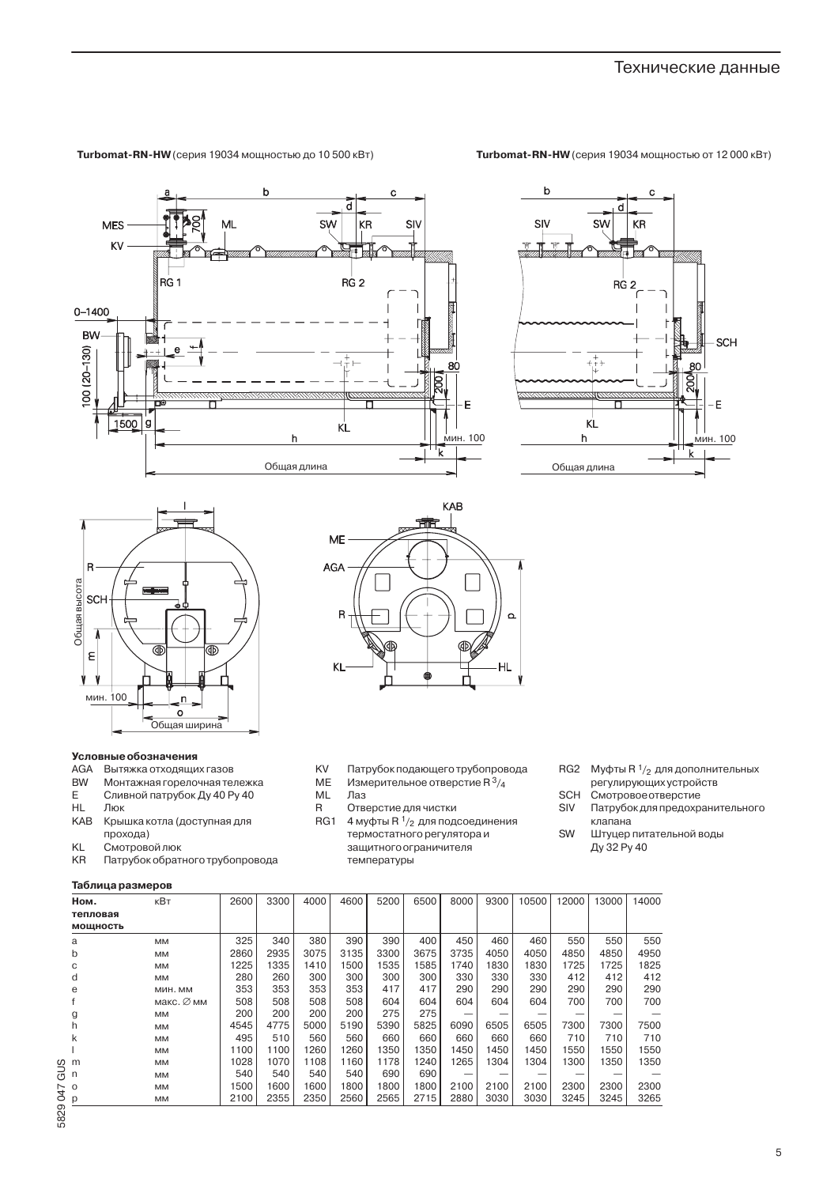# Технические данные

**Turbomat-RN-HW** (серия 19034 мощностью до 10 500 кВт)

**Turbomat-RN-HW** (серия 19034 мощностью от 12 000 кВт)

### Условные обозначения

- AGA Вытяжка отходящих газов
- BW Монтажная горелочная тележка
- E Сливной патрубок Ду 40 Ру 40
- HL Люк
- KAB Крышка котла (доступная для прохода)
- KL Смотровой люк
- KR Патрубок обратного трубопровода
- KV Патрубок подающего трубопровода
- ME Измерительное отверстие R $^3/_4$
- ML Лаз
- R Отверстие для чистки
- RG1 4 муфты R $^1/_2$ для подсоединения термостатного регулятора и защитного ограничителя температуры
- RG2 Муфты R $^1/_2$ для дополнительных регулирующих устройств
- SCH Смотровое отверстие
- SIV Патрубок для предохранительного клапана
- SW Штуцер питательной воды Ду 32 Ру 40

### Таблица размеров

| Ном. тепловая мощность | кВт | 2600 | 3300 | 4000 | 4600 | 5200 | 6500 | 8000 | 9300 | 10500 | 12000 | 13000 | 14000 |
|---|---|---|---|---|---|---|---|---|---|---|---|---|---|
| a | мм | 325 | 340 | 380 | 390 | 390 | 400 | 450 | 460 | 460 | 550 | 550 | 550 |
| b | мм | 2860 | 2935 | 3075 | 3135 | 3300 | 3675 | 3735 | 4050 | 4050 | 4850 | 4850 | 4950 |
| c | мм | 1225 | 1335 | 1410 | 1500 | 1535 | 1585 | 1740 | 1830 | 1830 | 1725 | 1725 | 1825 |
| d | мм | 280 | 260 | 300 | 300 | 300 | 300 | 330 | 330 | 330 | 412 | 412 | 412 |
| e | мин. мм | 353 | 353 | 353 | 353 | 417 | 417 | 290 | 290 | 290 | 290 | 290 | 290 |
| f | макс. ∅ мм | 508 | 508 | 508 | 508 | 604 | 604 | 604 | 604 | 604 | 700 | 700 | 700 |
| g | мм | 200 | 200 | 200 | 200 | 275 | 275 | — | — | — | — | — | — |
| h | мм | 4545 | 4775 | 5000 | 5190 | 5390 | 5825 | 6090 | 6505 | 6505 | 7300 | 7300 | 7500 |
| k | мм | 495 | 510 | 560 | 560 | 660 | 660 | 660 | 660 | 660 | 710 | 710 | 710 |
| l | мм | 1100 | 1100 | 1260 | 1260 | 1350 | 1350 | 1450 | 1450 | 1450 | 1550 | 1550 | 1550 |
| m | мм | 1028 | 1070 | 1108 | 1160 | 1178 | 1240 | 1265 | 1304 | 1304 | 1300 | 1350 | 1350 |
| n | мм | 540 | 540 | 540 | 540 | 690 | 690 | — | — | — | — | — | — |
| o | мм | 1500 | 1600 | 1600 | 1800 | 1800 | 1800 | 2100 | 2100 | 2100 | 2300 | 2300 | 2300 |
| p | мм | 2100 | 2355 | 2350 | 2560 | 2565 | 2715 | 2880 | 3030 | 3030 | 3245 | 3245 | 3265 |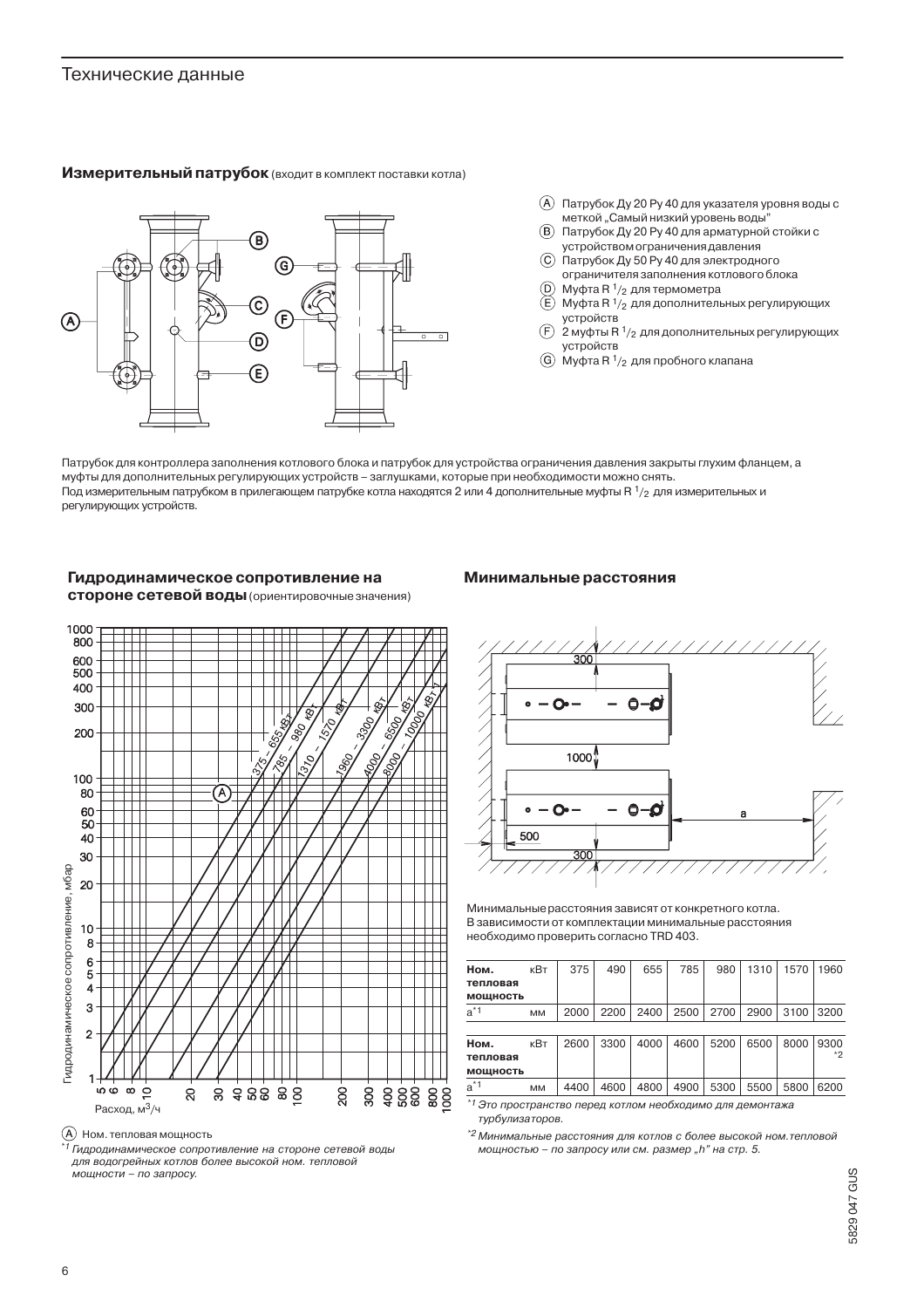## Измерительный патрубок (входит в комплект поставки котла)

Ⓐ Патрубок Ду 20 Ру 40 для указателя уровня воды с меткой „Самый низкий уровень воды"
Ⓑ Патрубок Ду 20 Ру 40 для арматурной стойки с устройством ограничения давления
Ⓒ Патрубок Ду 50 Ру 40 для электродного ограничителя заполнения котлового блока
Ⓓ Муфта R 1/2 для термометра
Ⓔ Муфта R 1/2 для дополнительных регулирующих устройств
Ⓕ 2 муфты R 1/2 для дополнительных регулирующих устройств
Ⓖ Муфта R 1/2 для пробного клапана

Патрубок для контроллера заполнения котлового блока и патрубок для устройства ограничения давления закрыты глухим фланцем, а муфты для дополнительных регулирующих устройств – заглушками, которые при необходимости можно снять.
Под измерительным патрубком в прилегающем патрубке котла находятся 2 или 4 дополнительные муфты R 1/2 для измерительных и регулирующих устройств.

## Гидродинамическое сопротивление на стороне сетевой воды (ориентировочные значения)

Гидродинамическое сопротивление, мбар

Расход, м³/ч

375 – 655 кВт; 785 – 980 кВт; 1310 – 1570 кВт; 1960 – 3300 кВт; 4000 – 6500 кВт; 8000 – 10000 кВт*1

Ⓐ Ном. тепловая мощность

*1 *Гидродинамическое сопротивление на стороне сетевой воды для водогрейных котлов более высокой ном. тепловой мощности – по запросу.*

## Минимальные расстояния

Минимальные расстояния зависят от конкретного котла. В зависимости от комплектации минимальные расстояния необходимо проверить согласно TRD 403.

| Ном. тепловая мощность | кВт | 375 | 490 | 655 | 785 | 980 | 1310 | 1570 | 1960 |
|---|---|---|---|---|---|---|---|---|---|
| a*1 | мм | 2000 | 2200 | 2400 | 2500 | 2700 | 2900 | 3100 | 3200 |
| **Ном. тепловая мощность** | кВт | 2600 | 3300 | 4000 | 4600 | 5200 | 6500 | 8000 | 9300*2 |
| a*1 | мм | 4400 | 4600 | 4800 | 4900 | 5300 | 5500 | 5800 | 6200 |

*1 *Это пространство перед котлом необходимо для демонтажа турбулизаторов.*

*2 *Минимальные расстояния для котлов с более высокой ном. тепловой мощностью – по запросу или см. размер „h" на стр. 5.*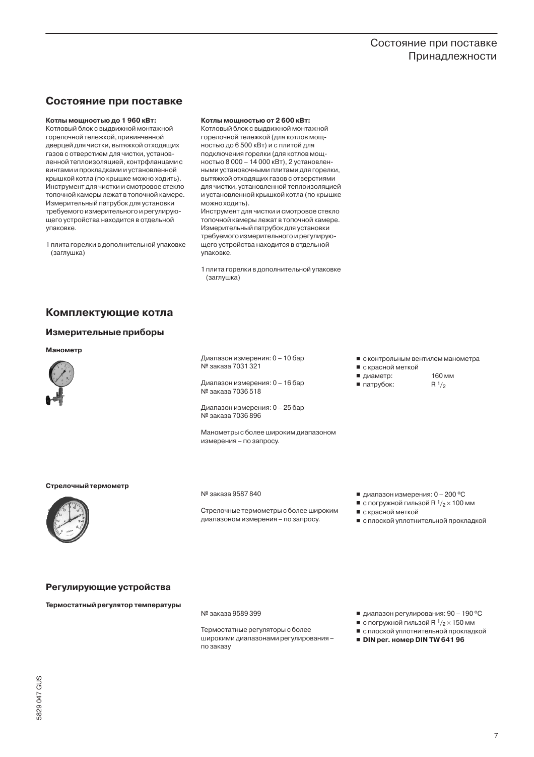## Состояние при поставке

**Котлы мощностью до 1 960 кВт:**
Котловый блок с выдвижной монтажной горелочной тележкой, привинченной дверцей для чистки, вытяжкой отходящих газов с отверстием для чистки, установленной теплоизоляцией, контрфланцами с винтами и прокладками и установленной крышкой котла (по крышке можно ходить). Инструмент для чистки и смотровое стекло топочной камеры лежат в топочной камере. Измерительный патрубок для установки требуемого измерительного и регулирующего устройства находится в отдельной упаковке.

1 плита горелки в дополнительной упаковке (заглушка)

**Котлы мощностью от 2 600 кВт:**
Котловый блок с выдвижной монтажной горелочной тележкой (для котлов мощностью до 6 500 кВт) и с плитой для подключения горелки (для котлов мощностью 8 000 – 14 000 кВт), 2 установленными установочными плитами для горелки, вытяжкой отходящих газов с отверстиями для чистки, установленной теплоизоляцией и установленной крышкой котла (по крышке можно ходить).
Инструмент для чистки и смотровое стекло топочной камеры лежат в топочной камере. Измерительный патрубок для установки требуемого измерительного и регулирующего устройства находится в отдельной упаковке.

1 плита горелки в дополнительной упаковке (заглушка)

## Комплектующие котла

### Измерительные приборы

**Манометр**

Диапазон измерения: 0 – 10 бар
№ заказа 7031 321

Диапазон измерения: 0 – 16 бар
№ заказа 7036 518

Диапазон измерения: 0 – 25 бар
№ заказа 7036 896

Манометры с более широким диапазоном измерения – по запросу.

- с контрольным вентилем манометра
- с красной меткой
- диаметр: 160 мм
- патрубок: R $^{1}/_{2}$

**Стрелочный термометр**

№ заказа 9587 840

Стрелочные термометры с более широким диапазоном измерения – по запросу.

- диапазон измерения: 0 – 200 ºC
- с погружной гильзой R $^{1}/_{2} \times$ 100 мм
- с красной меткой
- с плоской уплотнительной прокладкой

### Регулирующие устройства

**Термостатный регулятор температуры**

№ заказа 9589 399

Термостатные регуляторы с более широкими диапазонами регулирования – по заказу

- диапазон регулирования: 90 – 190 ºC
- с погружной гильзой R $^{1}/_{2} \times$ 150 мм
- с плоской уплотнительной прокладкой
- **DIN рег. номер DIN TW 641 96**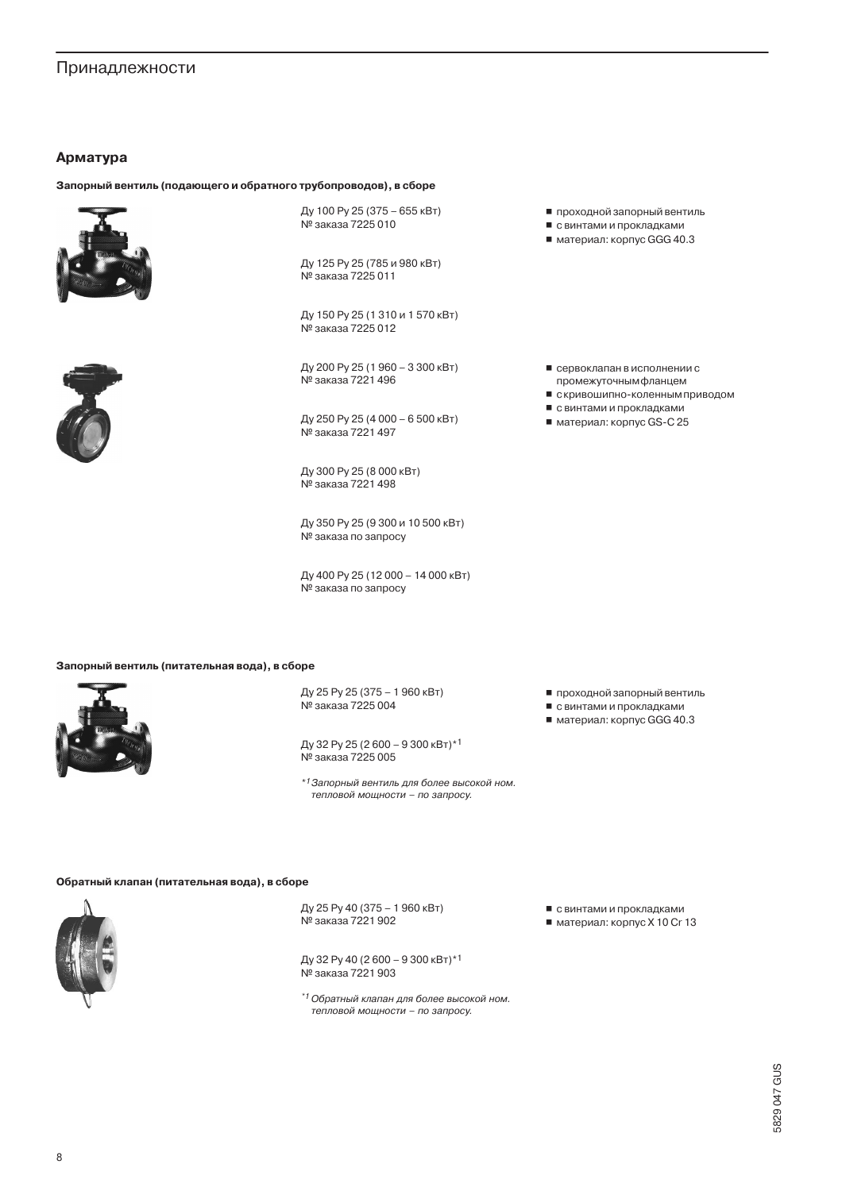# Принадлежности

## Арматура

**Запорный вентиль (подающего и обратного трубопроводов), в сборе**

Ду 100 Ру 25 (375 – 655 кВт)
№ заказа 7225 010

Ду 125 Ру 25 (785 и 980 кВт)
№ заказа 7225 011

Ду 150 Ру 25 (1 310 и 1 570 кВт)
№ заказа 7225 012

- проходной запорный вентиль
- с винтами и прокладками
- материал: корпус GGG 40.3

Ду 200 Ру 25 (1 960 – 3 300 кВт)
№ заказа 7221 496

Ду 250 Ру 25 (4 000 – 6 500 кВт)
№ заказа 7221 497

Ду 300 Ру 25 (8 000 кВт)
№ заказа 7221 498

Ду 350 Ру 25 (9 300 и 10 500 кВт)
№ заказа по запросу

Ду 400 Ру 25 (12 000 – 14 000 кВт)
№ заказа по запросу

- сервоклапан в исполнении с промежуточным фланцем
- с кривошипно-коленным приводом
- с винтами и прокладками
- материал: корпус GS-C 25

**Запорный вентиль (питательная вода), в сборе**

Ду 25 Ру 25 (375 – 1 960 кВт)
№ заказа 7225 004

Ду 32 Ру 25 (2 600 – 9 300 кВт)*[1]
№ заказа 7225 005

*[1] *Запорный вентиль для более высокой ном. тепловой мощности – по запросу.*

- проходной запорный вентиль
- с винтами и прокладками
- материал: корпус GGG 40.3

**Обратный клапан (питательная вода), в сборе**

Ду 25 Ру 40 (375 – 1 960 кВт)
№ заказа 7221 902

Ду 32 Ру 40 (2 600 – 9 300 кВт)*[1]
№ заказа 7221 903

*[1] *Обратный клапан для более высокой ном. тепловой мощности – по запросу.*

- с винтами и прокладками
- материал: корпус X 10 Cr 13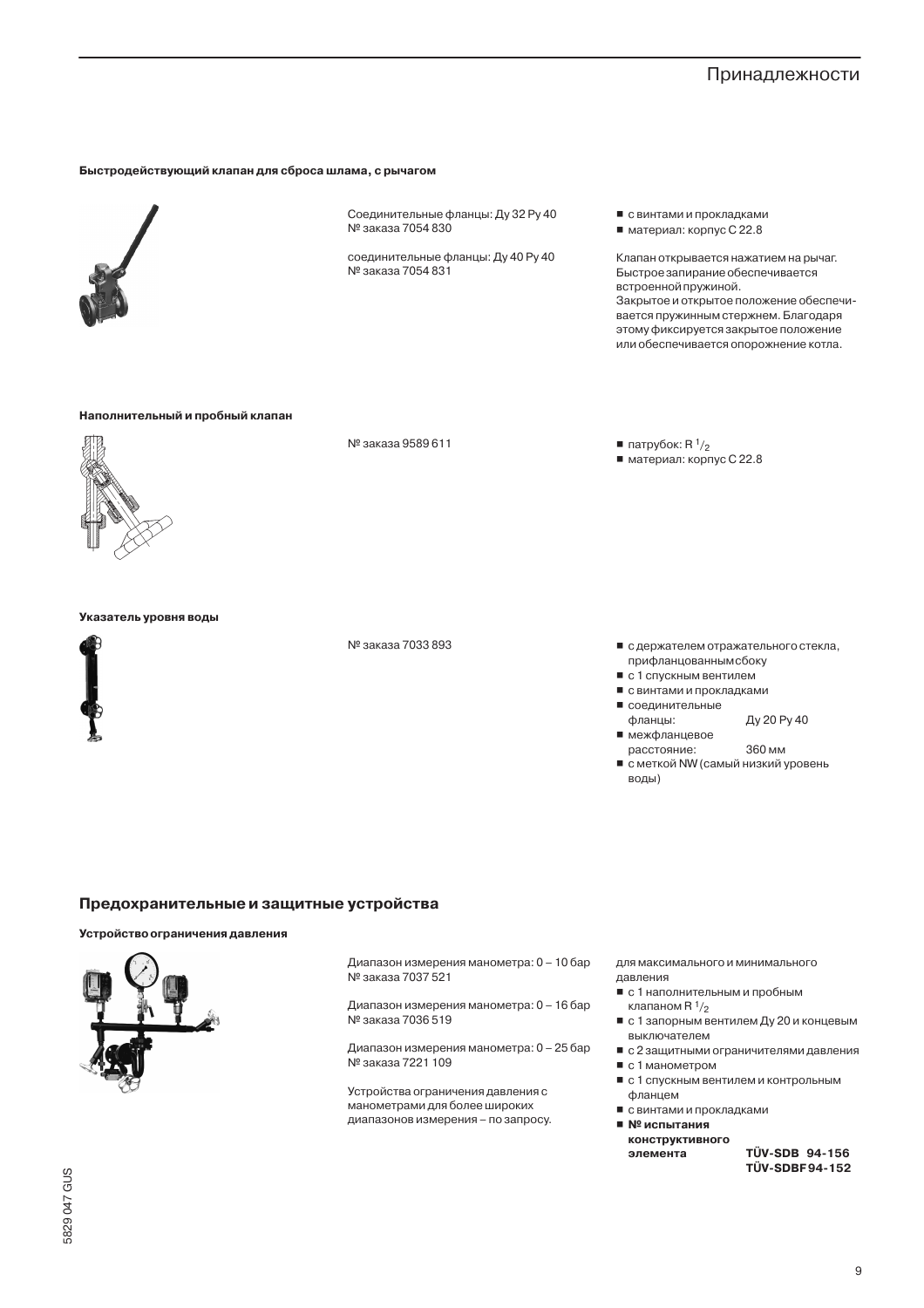#### Быстродействующий клапан для сброса шлама, с рычагом

Соединительные фланцы: Ду 32 Ру 40
№ заказа 7054 830

соединительные фланцы: Ду 40 Ру 40
№ заказа 7054 831

- с винтами и прокладками
- материал: корпус С 22.8

Клапан открывается нажатием на рычаг. Быстрое запирание обеспечивается встроенной пружиной.
Закрытое и открытое положение обеспечивается пружинным стержнем. Благодаря этому фиксируется закрытое положение или обеспечивается опорожнение котла.

#### Наполнительный и пробный клапан

№ заказа 9589 611

- патрубок: R $^1/_2$
- материал: корпус С 22.8

#### Указатель уровня воды

№ заказа 7033 893

- с держателем отражательного стекла, прифланцованным сбоку
- с 1 спускным вентилем
- с винтами и прокладками
- соединительные фланцы: Ду 20 Ру 40
- межфланцевое расстояние: 360 мм
- с меткой NW (самый низкий уровень воды)

## Предохранительные и защитные устройства

#### Устройство ограничения давления

Диапазон измерения манометра: 0 – 10 бар
№ заказа 7037 521

Диапазон измерения манометра: 0 – 16 бар
№ заказа 7036 519

Диапазон измерения манометра: 0 – 25 бар
№ заказа 7221 109

Устройства ограничения давления с манометрами для более широких диапазонов измерения – по запросу.

для максимального и минимального давления

- с 1 наполнительным и пробным клапаном R $^1/_2$
- с 1 запорным вентилем Ду 20 и концевым выключателем
- с 2 защитными ограничителями давления
- с 1 манометром
- с 1 спускным вентилем и контрольным фланцем
- с винтами и прокладками
- **№ испытания конструктивного элемента** **TÜV-SDB 94-156** **TÜV-SDBF 94-152**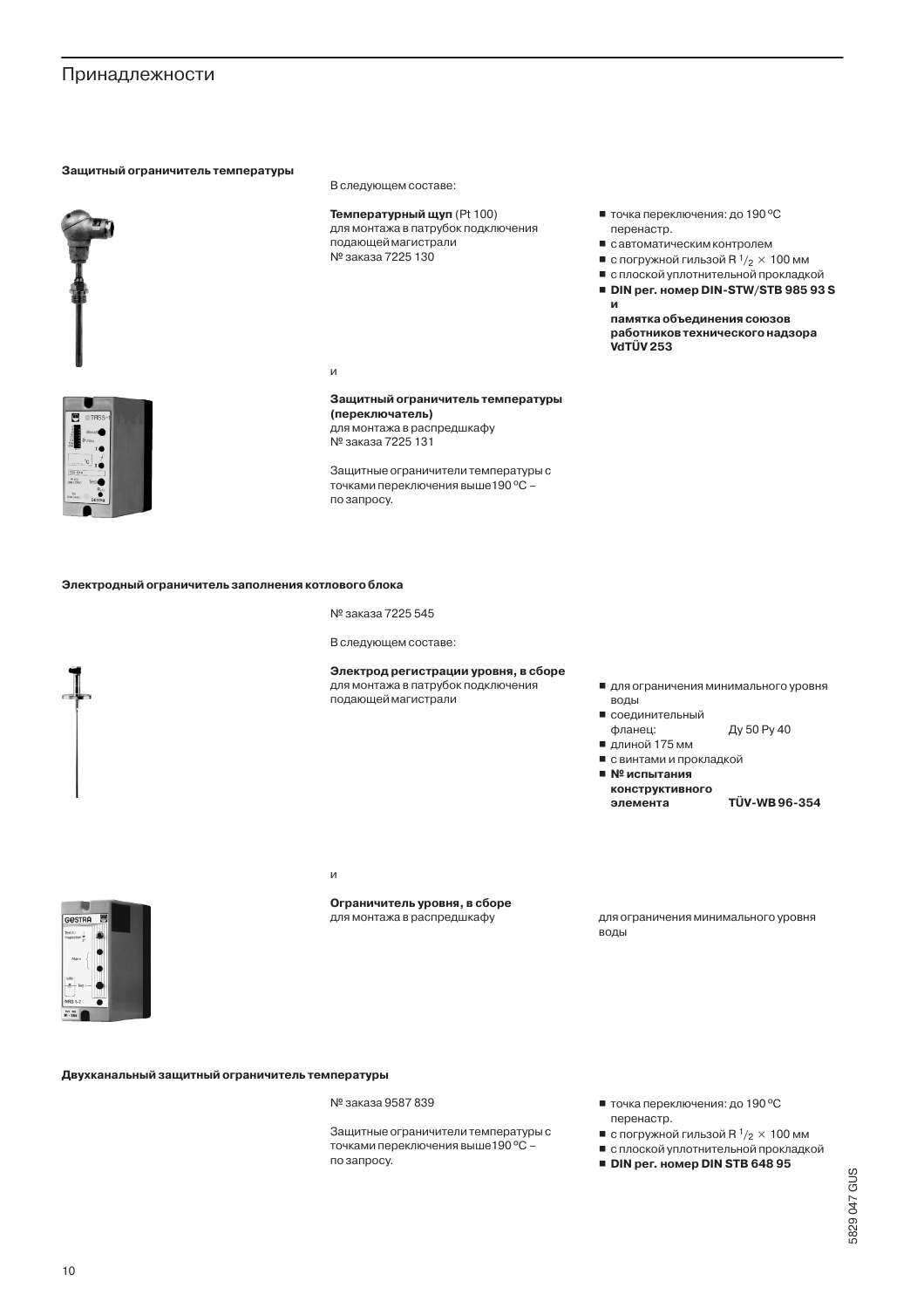# Принадлежности

### Защитный ограничитель температуры

В следующем составе:

**Температурный щуп** (Pt 100)
для монтажа в патрубок подключения подающей магистрали
№ заказа 7225 130

- точка переключения: до 190 ºC перенастр.
- с автоматическим контролем
- с погружной гильзой R $^{1}/_{2}$ × 100 мм
- с плоской уплотнительной прокладкой
- **DIN рег. номер DIN-STW/STB 985 93 S и памятка объединения союзов работников технического надзора VdTÜV 253**

и

**Защитный ограничитель температуры (переключатель)**
для монтажа в распредшкафу
№ заказа 7225 131

Защитные ограничители температуры с точками переключения выше190 ºC – по запросу.

### Электродный ограничитель заполнения котлового блока

№ заказа 7225 545

В следующем составе:

**Электрод регистрации уровня, в сборе**
для монтажа в патрубок подключения подающей магистрали

- для ограничения минимального уровня воды
- соединительный фланец: Ду 50 Ру 40
- длиной 175 мм
- с винтами и прокладкой
- **№ испытания конструктивного элемента TÜV-WB 96-354**

и

**Ограничитель уровня, в сборе**
для монтажа в распредшкафу

для ограничения минимального уровня воды

### Двухканальный защитный ограничитель температуры

№ заказа 9587 839

Защитные ограничители температуры с точками переключения выше190 ºC – по запросу.

- точка переключения: до 190 ºC перенастр.
- с погружной гильзой R $^{1}/_{2}$ × 100 мм
- с плоской уплотнительной прокладкой
- **DIN рег. номер DIN STB 648 95**

5829 047 GUS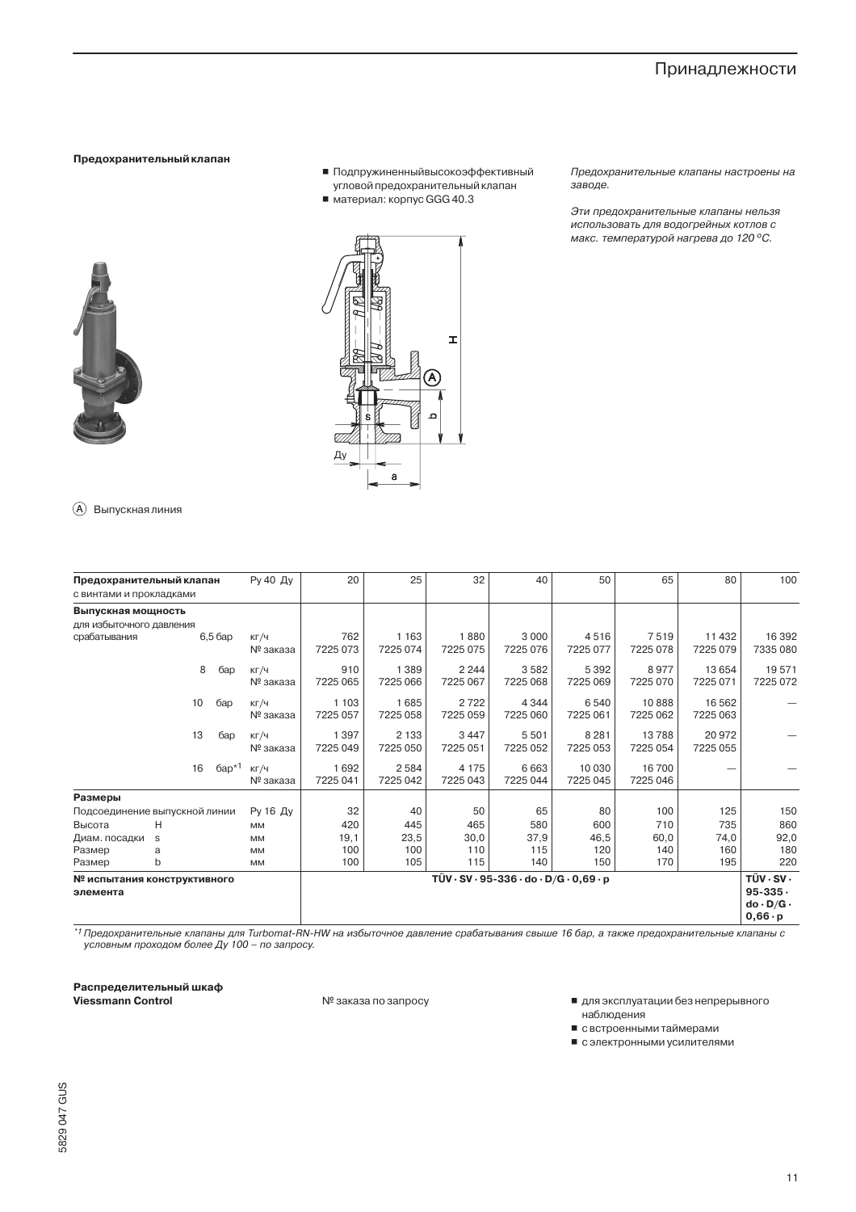**Предохранительный клапан**

- Подпружиненныйвысокоэффективный угловой предохранительный клапан
- материал: корпус GGG 40.3

*Предохранительные клапаны настроены на заводе.*

*Эти предохранительные клапаны нельзя использовать для водогрейных котлов с макс. температурой нагрева до 120 ºC.*

Ⓐ Выпускная линия

| **Предохранительный клапан** с винтами и прокладками | | Ру 40 Ду | 20 | 25 | 32 | 40 | 50 | 65 | 80 | 100 |
|---|---|---|---|---|---|---|---|---|---|---|
| **Выпускная мощность** для избыточного давления срабатывания | 6,5 бар | кг/ч | 762 | 1 163 | 1 880 | 3 000 | 4 516 | 7 519 | 11 432 | 16 392 |
| | | № заказа | 7225 073 | 7225 074 | 7225 075 | 7225 076 | 7225 077 | 7225 078 | 7225 079 | 7335 080 |
| | 8 бар | кг/ч | 910 | 1 389 | 2 244 | 3 582 | 5 392 | 8 977 | 13 654 | 19 571 |
| | | № заказа | 7225 065 | 7225 066 | 7225 067 | 7225 068 | 7225 069 | 7225 070 | 7225 071 | 7225 072 |
| | 10 бар | кг/ч | 1 103 | 1 685 | 2 722 | 4 344 | 6 540 | 10 888 | 16 562 | — |
| | | № заказа | 7225 057 | 7225 058 | 7225 059 | 7225 060 | 7225 061 | 7225 062 | 7225 063 | |
| | 13 бар | кг/ч | 1 397 | 2 133 | 3 447 | 5 501 | 8 281 | 13 788 | 20 972 | — |
| | | № заказа | 7225 049 | 7225 050 | 7225 051 | 7225 052 | 7225 053 | 7225 054 | 7225 055 | |
| | 16 бар*[1] | кг/ч | 1 692 | 2 584 | 4 175 | 6 663 | 10 030 | 16 700 | — | — |
| | | № заказа | 7225 041 | 7225 042 | 7225 043 | 7225 044 | 7225 045 | 7225 046 | | |
| **Размеры** | | | | | | | | | | |
| Подсоединение выпускной линии | | Ру 16 Ду | 32 | 40 | 50 | 65 | 80 | 100 | 125 | 150 |
| Высота | H | мм | 420 | 445 | 465 | 580 | 600 | 710 | 735 | 860 |
| Диам. посадки | s | мм | 19,1 | 23,5 | 30,0 | 37,9 | 46,5 | 60,0 | 74,0 | 92,0 |
| Размер | a | мм | 100 | 100 | 110 | 115 | 120 | 140 | 160 | 180 |
| Размер | b | мм | 100 | 105 | 115 | 140 | 150 | 170 | 195 | 220 |
| **№ испытания конструктивного элемента** | | | **TÜV · SV · 95-336 · do · D/G · 0,69 · p** | | | | | | | **TÜV · SV · 95-335 · do · D/G · 0,66 · p** |

*[1] Предохранительные клапаны для Turbomat-RN-HW на избыточное давление срабатывания свыше 16 бар, а также предохранительные клапаны с условным проходом более Ду 100 – по запросу.*

**Распределительный шкаф**
**Viessmann Control**

№ заказа по запросу

- для эксплуатации без непрерывного наблюдения
- с встроенными таймерами
- с электронными усилителями

5829 047 GUS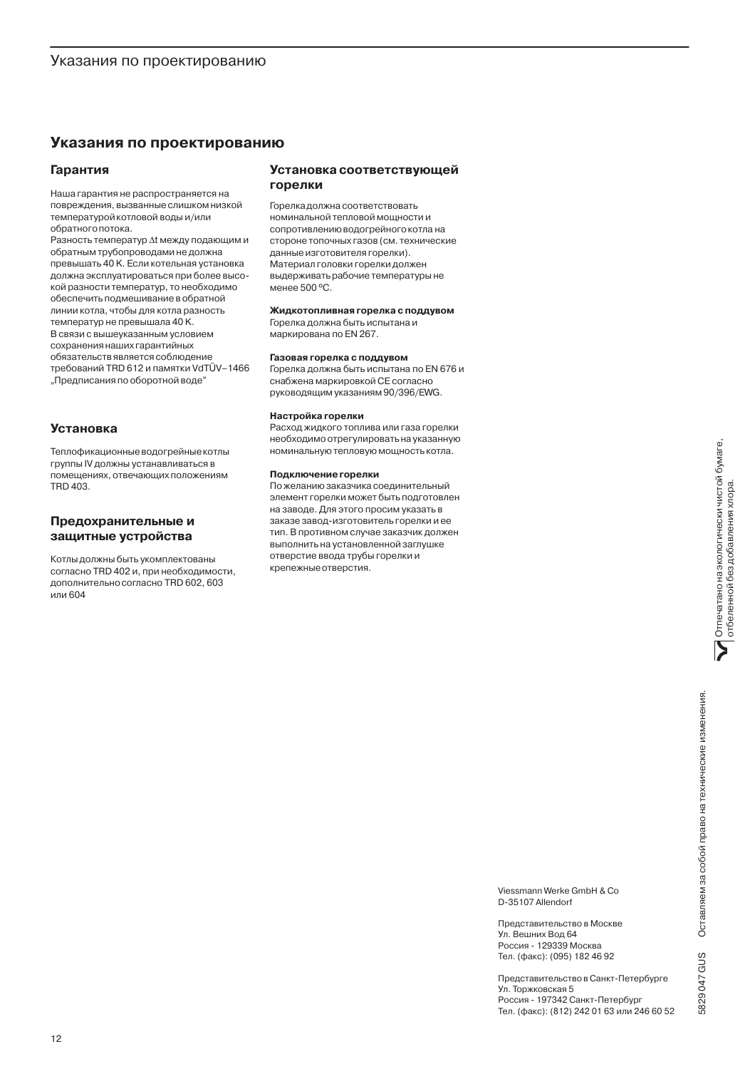# Указания по проектированию

## Гарантия

Наша гарантия не распространяется на повреждения, вызванные слишком низкой температурой котловой воды и/или обратного потока.
Разность температур $\Delta t$ между подающим и обратным трубопроводами не должна превышать 40 K. Если котельная установка должна эксплуатироваться при более высокой разности температур, то необходимо обеспечить подмешивание в обратной линии котла, чтобы для котла разность температур не превышала 40 K.
В связи с вышеуказанным условием сохранения наших гарантийных обязательств является соблюдение требований TRD 612 и памятки VdTÜV–1466 „Предписания по оборотной воде"

## Установка

Теплофикационные водогрейные котлы группы IV должны устанавливаться в помещениях, отвечающих положениям TRD 403.

## Предохранительные и защитные устройства

Котлы должны быть укомплектованы согласно TRD 402 и, при необходимости, дополнительно согласно TRD 602, 603 или 604

## Установка соответствующей горелки

Горелка должна соответствовать номинальной тепловой мощности и сопротивлению водогрейного котла на стороне топочных газов (см. технические данные изготовителя горелки).
Материал головки горелки должен выдерживать рабочие температуры не менее 500 ºC.

**Жидкотопливная горелка с поддувом**
Горелка должна быть испытана и маркирована по EN 267.

**Газовая горелка с поддувом**
Горелка должна быть испытана по EN 676 и снабжена маркировкой CE согласно руководящим указаниям 90/396/EWG.

**Настройка горелки**
Расход жидкого топлива или газа горелки необходимо отрегулировать на указанную номинальную тепловую мощность котла.

**Подключение горелки**
По желанию заказчика соединительный элемент горелки может быть подготовлен на заводе. Для этого просим указать в заказе завод-изготовитель горелки и ее тип. В противном случае заказчик должен выполнить на установленной заглушке отверстие ввода трубы горелки и крепежные отверстия.

Viessmann Werke GmbH & Co
D-35107 Allendorf

Представительство в Москве
Ул. Вешних Вод 64
Россия - 129339 Москва
Тел. (факс): (095) 182 46 92

Представительство в Санкт-Петербурге
Ул. Торжковская 5
Россия - 197342 Санкт-Петербург
Тел. (факс): (812) 242 01 63 или 246 60 52

5829 047 GUS   Оставляем за собой право на технические изменения.

Отпечатано на экологически чистой бумаге, отбеленной без добавления хлора.